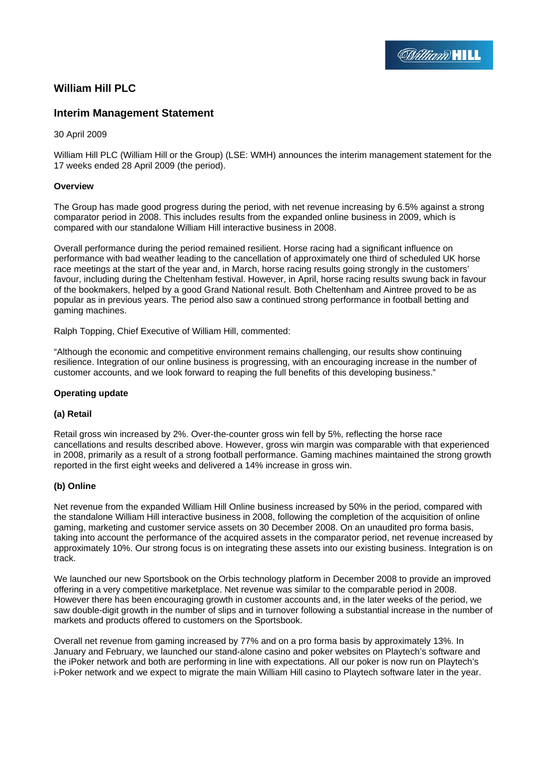# William Hill PLC

## Interim Management Statement

30 April 2009

William Hill PLC (William Hill or the Group) (LSE: WMH) announces the interim management statement for the 17 weeks ended 28 April 2009 (the period).

**Overview**

The Group has made good progress during the period, with net revenue increasing by 6.5% against a strong comparator period in 2008. This includes results from the expanded online business in 2009, which is compared with our standalone William Hill interactive business in 2008.

Overall performance during the period remained resilient. Horse racing had a significant influence on performance with bad weather leading to the cancellation of approximately one third of scheduled UK horse race meetings at the start of the year and, in March, horse racing results going strongly in the customers' favour, including during the Cheltenham festival. However, in April, horse racing results swung back in favour of the bookmakers, helped by a good Grand National result. Both Cheltenham and Aintree proved to be as popular as in previous years. The period also saw a continued strong performance in football betting and gaming machines.

Ralph Topping, Chief Executive of William Hill, commented:

"Although the economic and competitive environment remains challenging, our results show continuing resilience. Integration of our online business is progressing, with an encouraging increase in the number of customer accounts, and we look forward to reaping the full benefits of this developing business."

**Operating update**

**(a) Retail**

Retail gross win increased by 2%. Over-the-counter gross win fell by 5%, reflecting the horse race cancellations and results described above. However, gross win margin was comparable with that experienced in 2008, primarily as a result of a strong football performance. Gaming machines maintained the strong growth reported in the first eight weeks and delivered a 14% increase in gross win.

**(b) Online**

Net revenue from the expanded William Hill Online business increased by 50% in the period, compared with the standalone William Hill interactive business in 2008, following the completion of the acquisition of online gaming, marketing and customer service assets on 30 December 2008. On an unaudited pro forma basis, taking into account the performance of the acquired assets in the comparator period, net revenue increased by approximately 10%. Our strong focus is on integrating these assets into our existing business. Integration is on track.

We launched our new Sportsbook on the Orbis technology platform in December 2008 to provide an improved offering in a very competitive marketplace. Net revenue was similar to the comparable period in 2008. However there has been encouraging growth in customer accounts and, in the later weeks of the period, we saw double-digit growth in the number of slips and in turnover following a substantial increase in the number of markets and products offered to customers on the Sportsbook.

Overall net revenue from gaming increased by 77% and on a pro forma basis by approximately 13%. In January and February, we launched our stand-alone casino and poker websites on Playtech's software and the iPoker network and both are performing in line with expectations. All our poker is now run on Playtech's i-Poker network and we expect to migrate the main William Hill casino to Playtech software later in the year.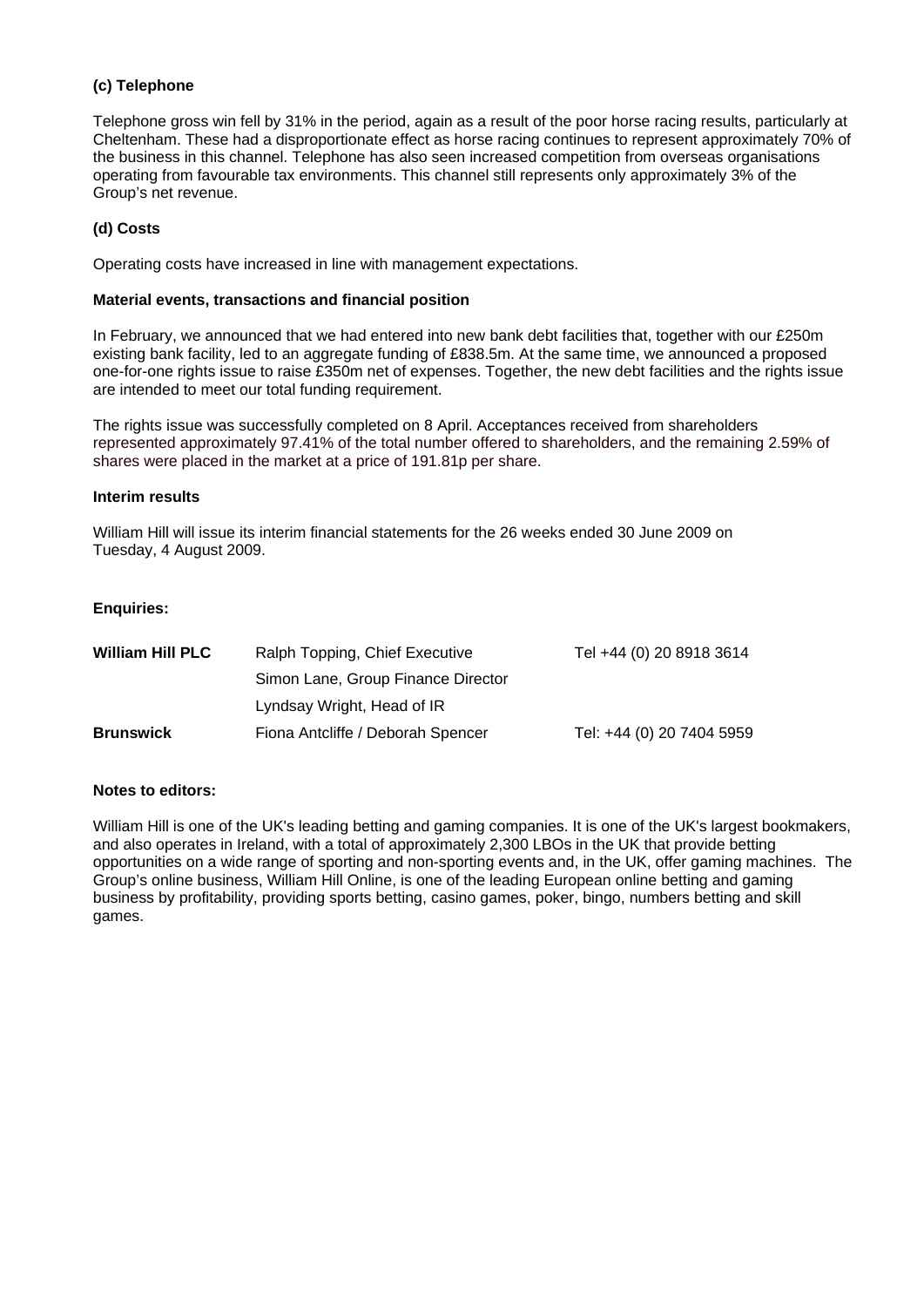**(c) Telephone**

Telephone gross win fell by 31% in the period, again as a result of the poor horse racing results, particularly at Cheltenham. These had a disproportionate effect as horse racing continues to represent approximately 70% of the business in this channel. Telephone has also seen increased competition from overseas organisations operating from favourable tax environments. This channel still represents only approximately 3% of the Group's net revenue.

**(d) Costs**

Operating costs have increased in line with management expectations.

**Material events, transactions and financial position**

In February, we announced that we had entered into new bank debt facilities that, together with our £250m existing bank facility, led to an aggregate funding of £838.5m. At the same time, we announced a proposed one-for-one rights issue to raise £350m net of expenses. Together, the new debt facilities and the rights issue are intended to meet our total funding requirement.

The rights issue was successfully completed on 8 April. Acceptances received from shareholders represented approximately 97.41% of the total number offered to shareholders, and the remaining 2.59% of shares were placed in the market at a price of 191.81p per share.

**Interim results**

William Hill will issue its interim financial statements for the 26 weeks ended 30 June 2009 on Tuesday, 4 August 2009.

**Enquiries:**

| | | |
|---|---|---|
| **William Hill PLC** | Ralph Topping, Chief Executive | Tel +44 (0) 20 8918 3614 |
| | Simon Lane, Group Finance Director | |
| | Lyndsay Wright, Head of IR | |
| **Brunswick** | Fiona Antcliffe / Deborah Spencer | Tel: +44 (0) 20 7404 5959 |

**Notes to editors:**

William Hill is one of the UK's leading betting and gaming companies. It is one of the UK's largest bookmakers, and also operates in Ireland, with a total of approximately 2,300 LBOs in the UK that provide betting opportunities on a wide range of sporting and non-sporting events and, in the UK, offer gaming machines. The Group's online business, William Hill Online, is one of the leading European online betting and gaming business by profitability, providing sports betting, casino games, poker, bingo, numbers betting and skill games.